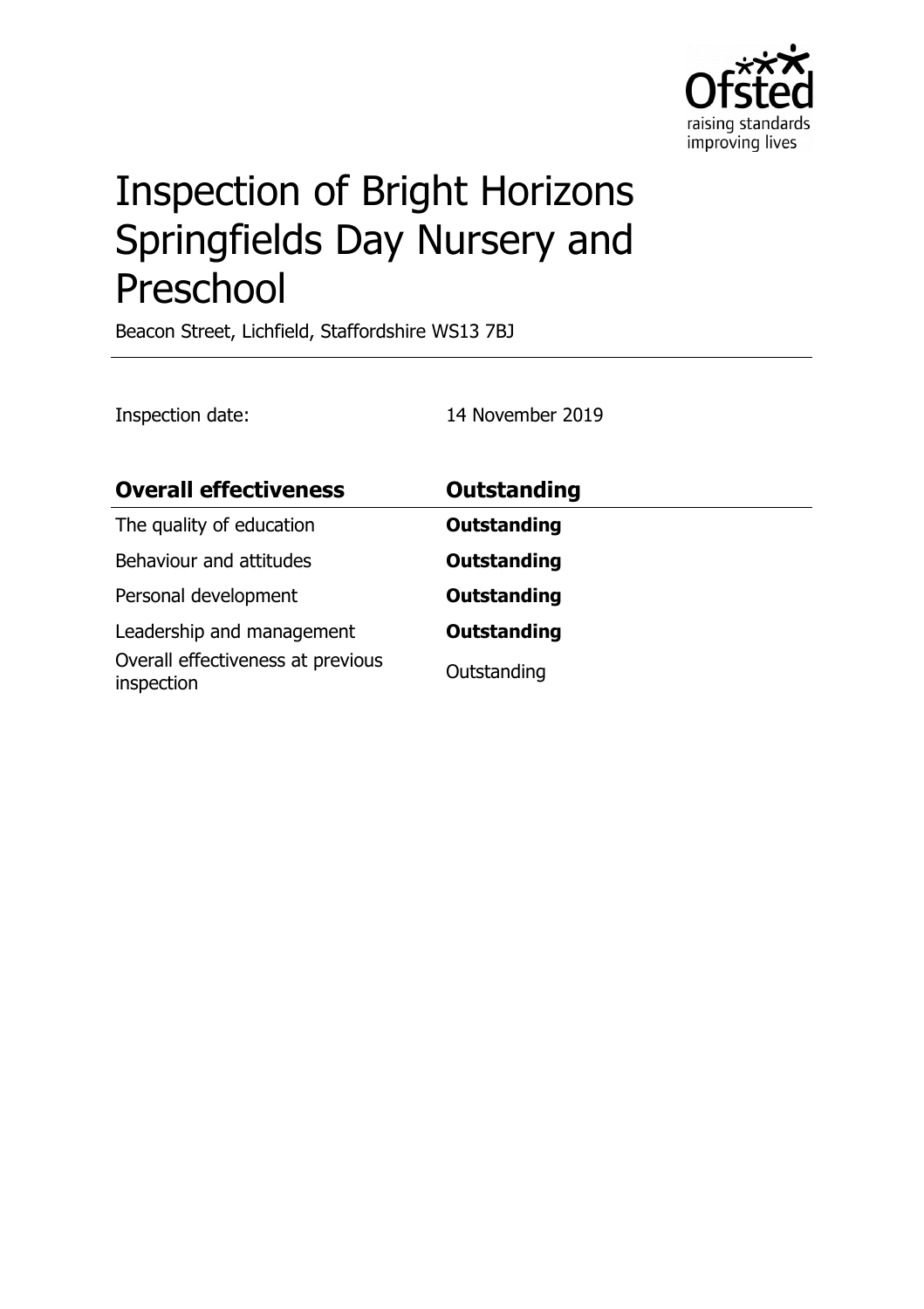# Inspection of Bright Horizons Springfields Day Nursery and Preschool

Beacon Street, Lichfield, Staffordshire WS13 7BJ

Inspection date: 14 November 2019

| **Overall effectiveness** | **Outstanding** |
|---|---|
| The quality of education | **Outstanding** |
| Behaviour and attitudes | **Outstanding** |
| Personal development | **Outstanding** |
| Leadership and management | **Outstanding** |
| Overall effectiveness at previous inspection | Outstanding |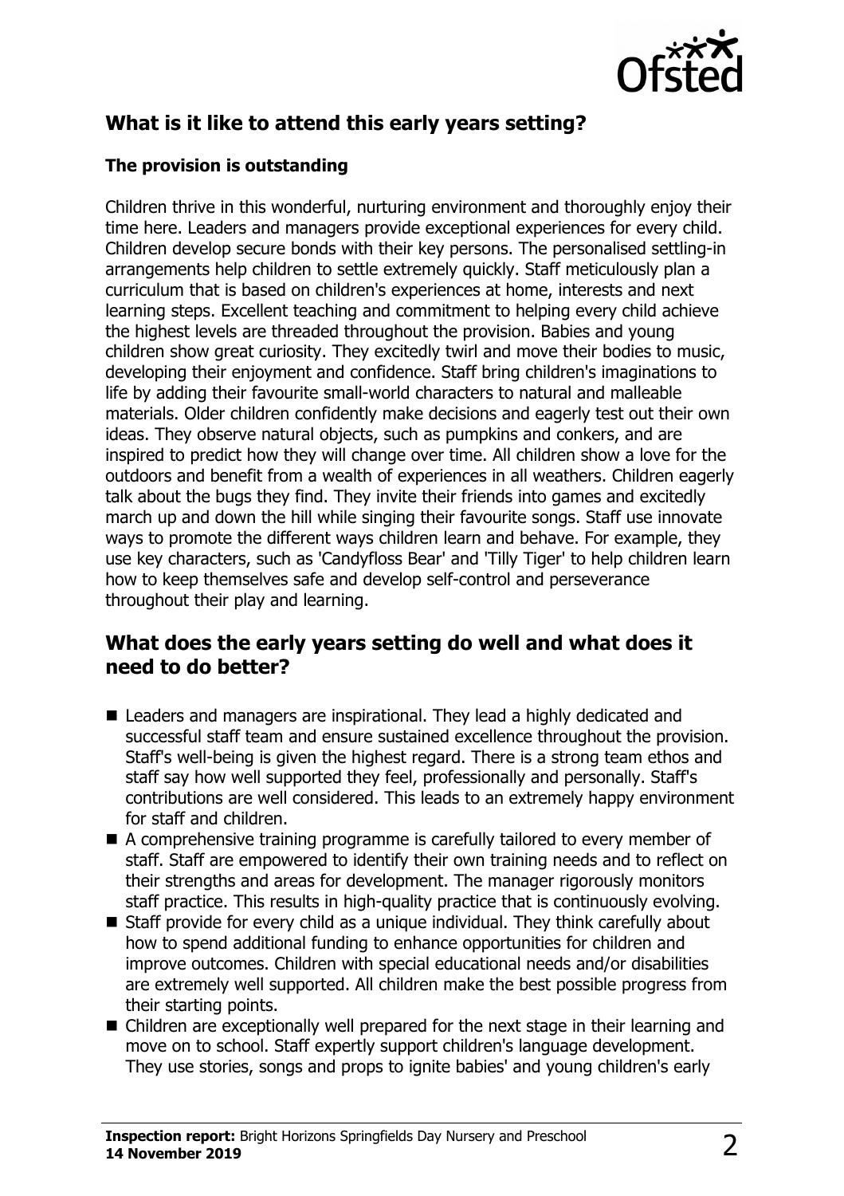## What is it like to attend this early years setting?

### The provision is outstanding

Children thrive in this wonderful, nurturing environment and thoroughly enjoy their time here. Leaders and managers provide exceptional experiences for every child. Children develop secure bonds with their key persons. The personalised settling-in arrangements help children to settle extremely quickly. Staff meticulously plan a curriculum that is based on children's experiences at home, interests and next learning steps. Excellent teaching and commitment to helping every child achieve the highest levels are threaded throughout the provision. Babies and young children show great curiosity. They excitedly twirl and move their bodies to music, developing their enjoyment and confidence. Staff bring children's imaginations to life by adding their favourite small-world characters to natural and malleable materials. Older children confidently make decisions and eagerly test out their own ideas. They observe natural objects, such as pumpkins and conkers, and are inspired to predict how they will change over time. All children show a love for the outdoors and benefit from a wealth of experiences in all weathers. Children eagerly talk about the bugs they find. They invite their friends into games and excitedly march up and down the hill while singing their favourite songs. Staff use innovate ways to promote the different ways children learn and behave. For example, they use key characters, such as 'Candyfloss Bear' and 'Tilly Tiger' to help children learn how to keep themselves safe and develop self-control and perseverance throughout their play and learning.

## What does the early years setting do well and what does it need to do better?

- Leaders and managers are inspirational. They lead a highly dedicated and successful staff team and ensure sustained excellence throughout the provision. Staff's well-being is given the highest regard. There is a strong team ethos and staff say how well supported they feel, professionally and personally. Staff's contributions are well considered. This leads to an extremely happy environment for staff and children.
- A comprehensive training programme is carefully tailored to every member of staff. Staff are empowered to identify their own training needs and to reflect on their strengths and areas for development. The manager rigorously monitors staff practice. This results in high-quality practice that is continuously evolving.
- Staff provide for every child as a unique individual. They think carefully about how to spend additional funding to enhance opportunities for children and improve outcomes. Children with special educational needs and/or disabilities are extremely well supported. All children make the best possible progress from their starting points.
- Children are exceptionally well prepared for the next stage in their learning and move on to school. Staff expertly support children's language development. They use stories, songs and props to ignite babies' and young children's early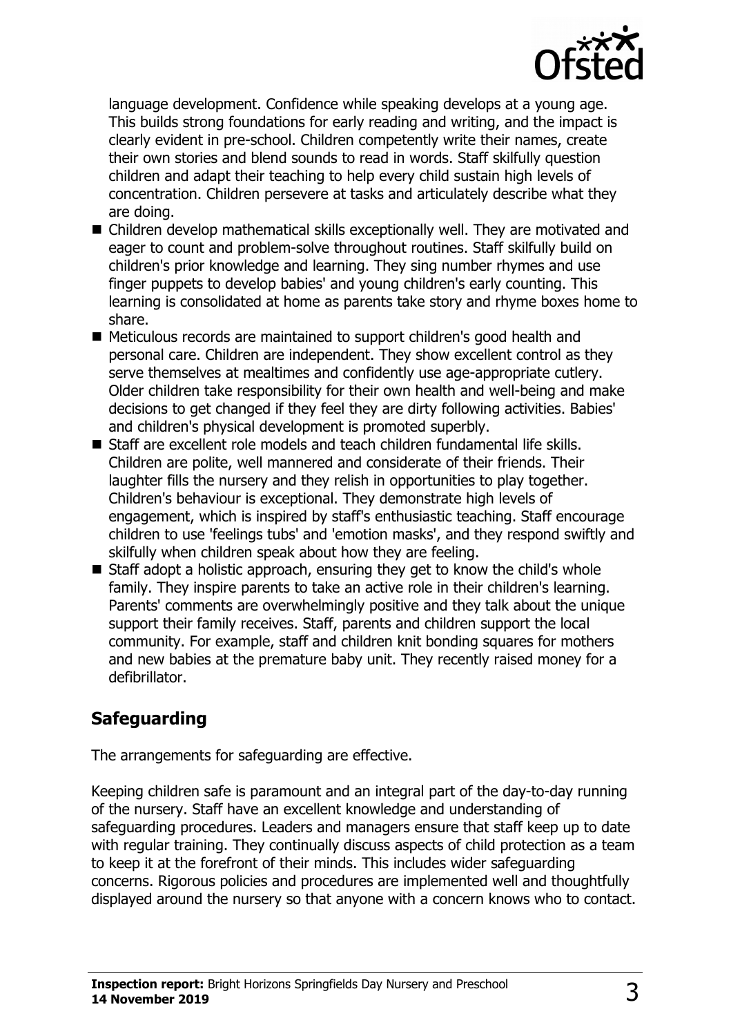language development. Confidence while speaking develops at a young age. This builds strong foundations for early reading and writing, and the impact is clearly evident in pre-school. Children competently write their names, create their own stories and blend sounds to read in words. Staff skilfully question children and adapt their teaching to help every child sustain high levels of concentration. Children persevere at tasks and articulately describe what they are doing.

- Children develop mathematical skills exceptionally well. They are motivated and eager to count and problem-solve throughout routines. Staff skilfully build on children's prior knowledge and learning. They sing number rhymes and use finger puppets to develop babies' and young children's early counting. This learning is consolidated at home as parents take story and rhyme boxes home to share.
- Meticulous records are maintained to support children's good health and personal care. Children are independent. They show excellent control as they serve themselves at mealtimes and confidently use age-appropriate cutlery. Older children take responsibility for their own health and well-being and make decisions to get changed if they feel they are dirty following activities. Babies' and children's physical development is promoted superbly.
- Staff are excellent role models and teach children fundamental life skills. Children are polite, well mannered and considerate of their friends. Their laughter fills the nursery and they relish in opportunities to play together. Children's behaviour is exceptional. They demonstrate high levels of engagement, which is inspired by staff's enthusiastic teaching. Staff encourage children to use 'feelings tubs' and 'emotion masks', and they respond swiftly and skilfully when children speak about how they are feeling.
- Staff adopt a holistic approach, ensuring they get to know the child's whole family. They inspire parents to take an active role in their children's learning. Parents' comments are overwhelmingly positive and they talk about the unique support their family receives. Staff, parents and children support the local community. For example, staff and children knit bonding squares for mothers and new babies at the premature baby unit. They recently raised money for a defibrillator.

## Safeguarding

The arrangements for safeguarding are effective.

Keeping children safe is paramount and an integral part of the day-to-day running of the nursery. Staff have an excellent knowledge and understanding of safeguarding procedures. Leaders and managers ensure that staff keep up to date with regular training. They continually discuss aspects of child protection as a team to keep it at the forefront of their minds. This includes wider safeguarding concerns. Rigorous policies and procedures are implemented well and thoughtfully displayed around the nursery so that anyone with a concern knows who to contact.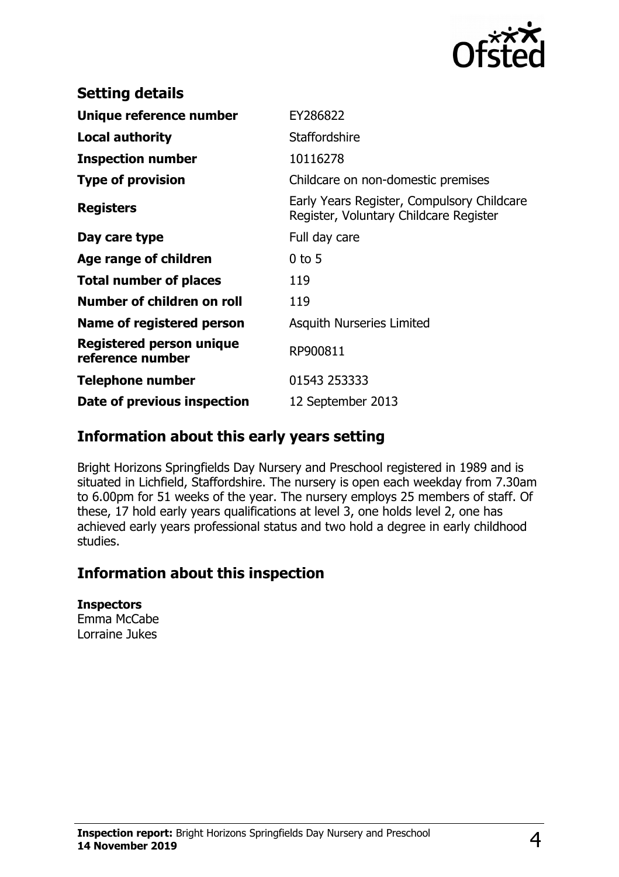## Setting details

| | |
|---|---|
| **Unique reference number** | EY286822 |
| **Local authority** | Staffordshire |
| **Inspection number** | 10116278 |
| **Type of provision** | Childcare on non-domestic premises |
| **Registers** | Early Years Register, Compulsory Childcare Register, Voluntary Childcare Register |
| **Day care type** | Full day care |
| **Age range of children** | 0 to 5 |
| **Total number of places** | 119 |
| **Number of children on roll** | 119 |
| **Name of registered person** | Asquith Nurseries Limited |
| **Registered person unique reference number** | RP900811 |
| **Telephone number** | 01543 253333 |
| **Date of previous inspection** | 12 September 2013 |

## Information about this early years setting

Bright Horizons Springfields Day Nursery and Preschool registered in 1989 and is situated in Lichfield, Staffordshire. The nursery is open each weekday from 7.30am to 6.00pm for 51 weeks of the year. The nursery employs 25 members of staff. Of these, 17 hold early years qualifications at level 3, one holds level 2, one has achieved early years professional status and two hold a degree in early childhood studies.

## Information about this inspection

**Inspectors**
Emma McCabe
Lorraine Jukes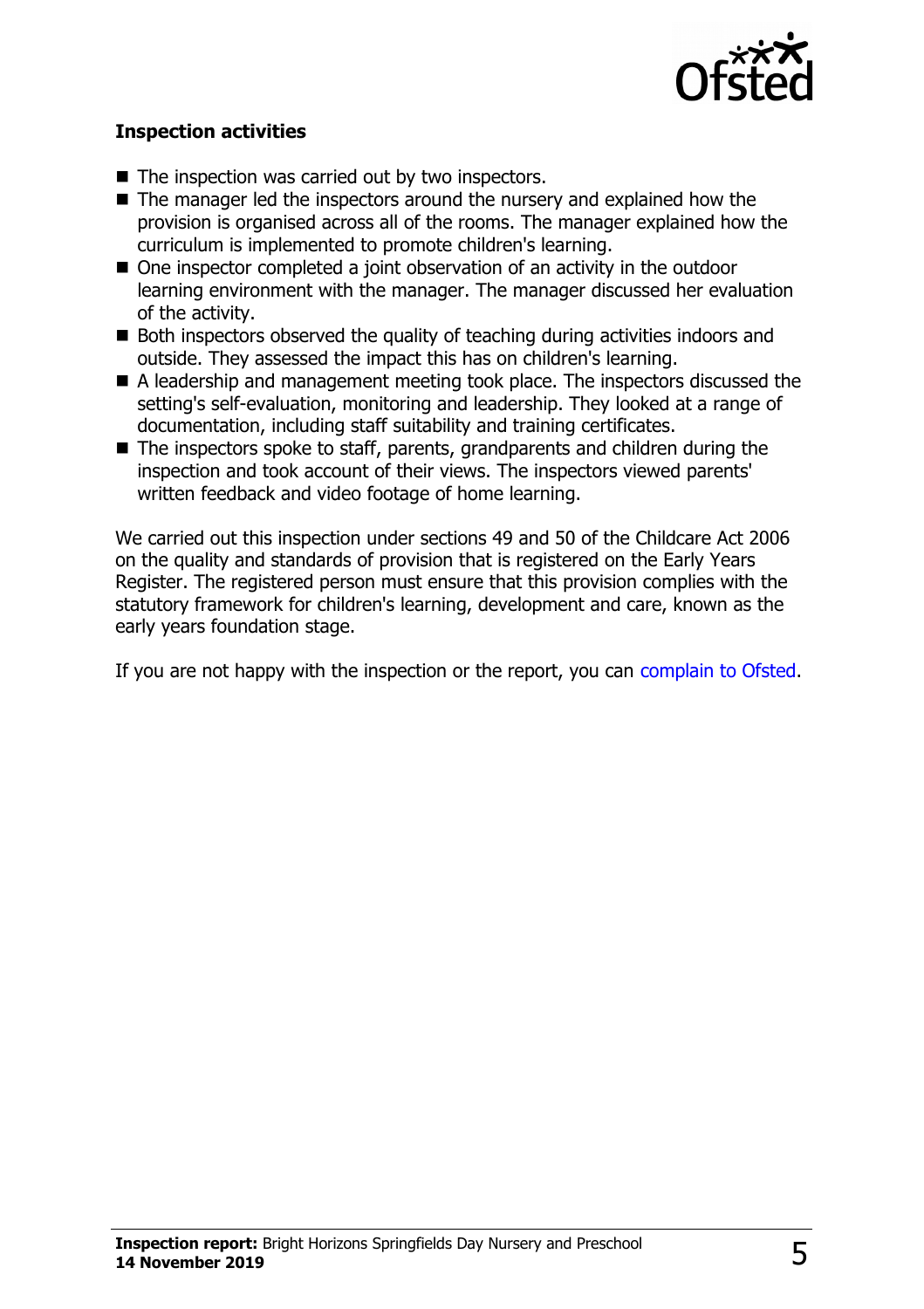**Inspection activities**

- The inspection was carried out by two inspectors.
- The manager led the inspectors around the nursery and explained how the provision is organised across all of the rooms. The manager explained how the curriculum is implemented to promote children's learning.
- One inspector completed a joint observation of an activity in the outdoor learning environment with the manager. The manager discussed her evaluation of the activity.
- Both inspectors observed the quality of teaching during activities indoors and outside. They assessed the impact this has on children's learning.
- A leadership and management meeting took place. The inspectors discussed the setting's self-evaluation, monitoring and leadership. They looked at a range of documentation, including staff suitability and training certificates.
- The inspectors spoke to staff, parents, grandparents and children during the inspection and took account of their views. The inspectors viewed parents' written feedback and video footage of home learning.

We carried out this inspection under sections 49 and 50 of the Childcare Act 2006 on the quality and standards of provision that is registered on the Early Years Register. The registered person must ensure that this provision complies with the statutory framework for children's learning, development and care, known as the early years foundation stage.

If you are not happy with the inspection or the report, you can complain to Ofsted.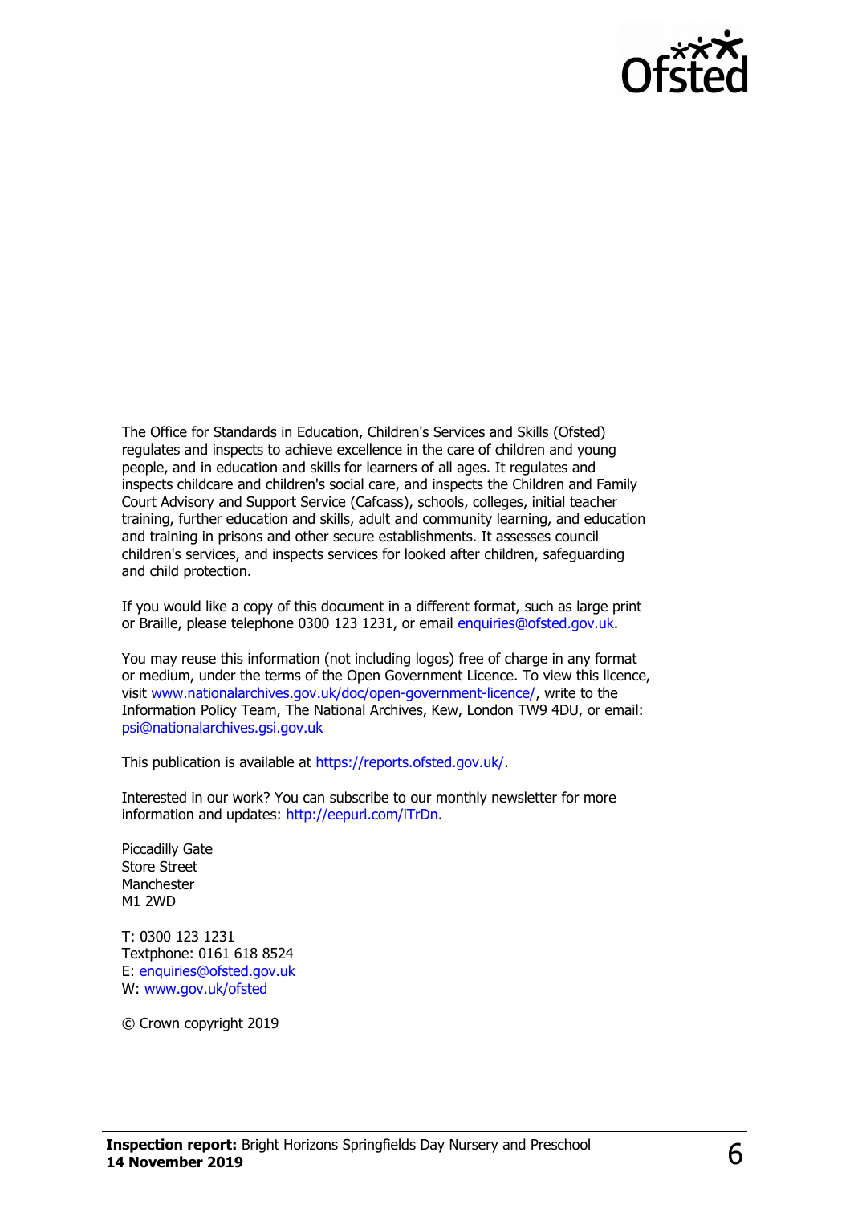The Office for Standards in Education, Children's Services and Skills (Ofsted) regulates and inspects to achieve excellence in the care of children and young people, and in education and skills for learners of all ages. It regulates and inspects childcare and children's social care, and inspects the Children and Family Court Advisory and Support Service (Cafcass), schools, colleges, initial teacher training, further education and skills, adult and community learning, and education and training in prisons and other secure establishments. It assesses council children's services, and inspects services for looked after children, safeguarding and child protection.

If you would like a copy of this document in a different format, such as large print or Braille, please telephone 0300 123 1231, or email enquiries@ofsted.gov.uk.

You may reuse this information (not including logos) free of charge in any format or medium, under the terms of the Open Government Licence. To view this licence, visit www.nationalarchives.gov.uk/doc/open-government-licence/, write to the Information Policy Team, The National Archives, Kew, London TW9 4DU, or email: psi@nationalarchives.gsi.gov.uk

This publication is available at https://reports.ofsted.gov.uk/.

Interested in our work? You can subscribe to our monthly newsletter for more information and updates: http://eepurl.com/iTrDn.

Piccadilly Gate
Store Street
Manchester
M1 2WD

T: 0300 123 1231
Textphone: 0161 618 8524
E: enquiries@ofsted.gov.uk
W: www.gov.uk/ofsted

© Crown copyright 2019